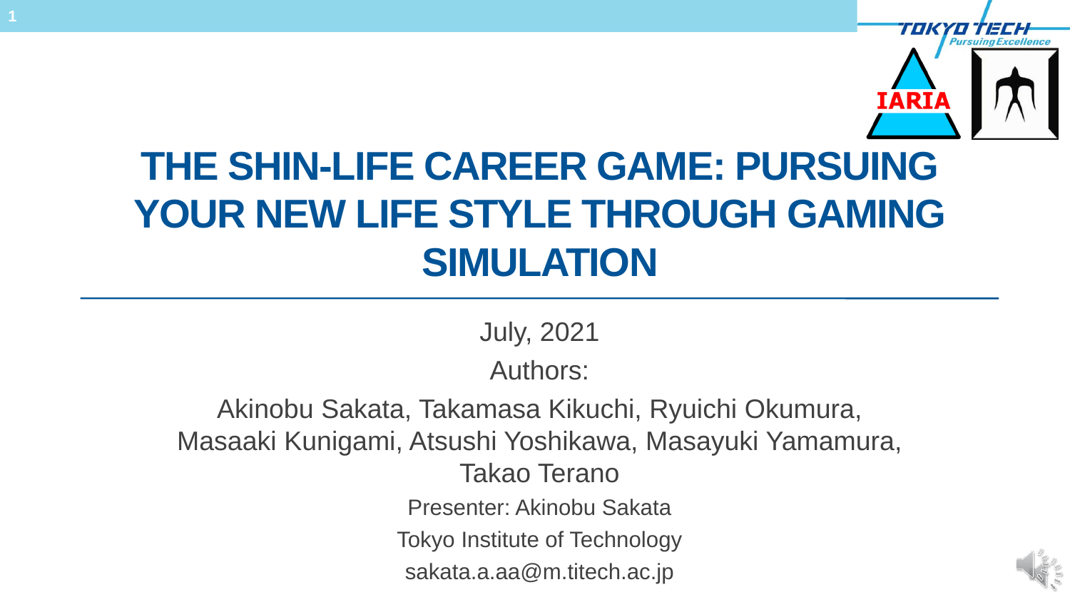# THE SHIN-LIFE CAREER GAME: PURSUING YOUR NEW LIFE STYLE THROUGH GAMING SIMULATION

July, 2021

Authors:

Akinobu Sakata, Takamasa Kikuchi, Ryuichi Okumura, Masaaki Kunigami, Atsushi Yoshikawa, Masayuki Yamamura, Takao Terano

Presenter: Akinobu Sakata

Tokyo Institute of Technology

sakata.a.aa@m.titech.ac.jp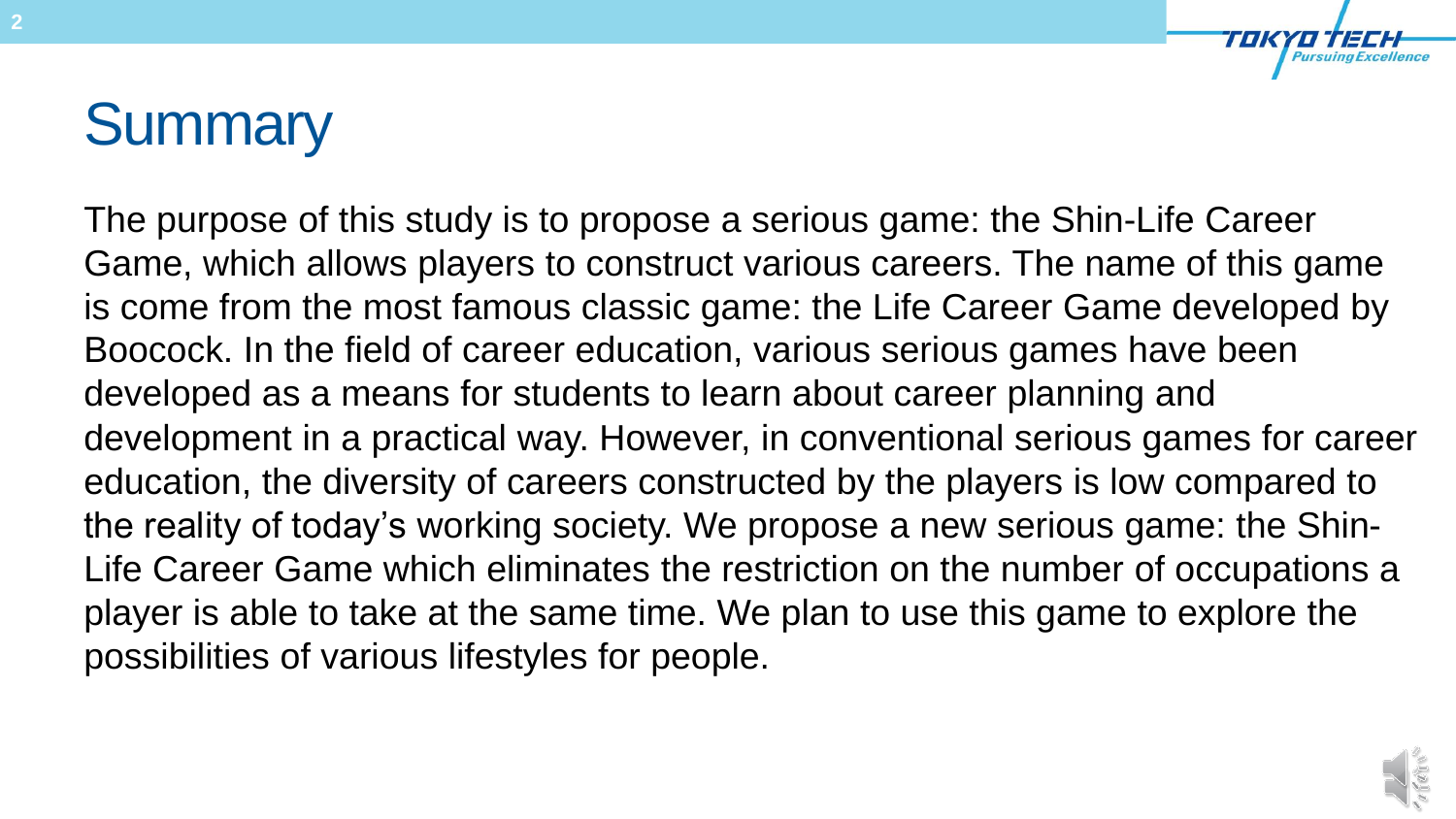# Summary

The purpose of this study is to propose a serious game: the Shin-Life Career Game, which allows players to construct various careers. The name of this game is come from the most famous classic game: the Life Career Game developed by Boocock. In the field of career education, various serious games have been developed as a means for students to learn about career planning and development in a practical way. However, in conventional serious games for career education, the diversity of careers constructed by the players is low compared to the reality of today's working society. We propose a new serious game: the Shin-Life Career Game which eliminates the restriction on the number of occupations a player is able to take at the same time. We plan to use this game to explore the possibilities of various lifestyles for people.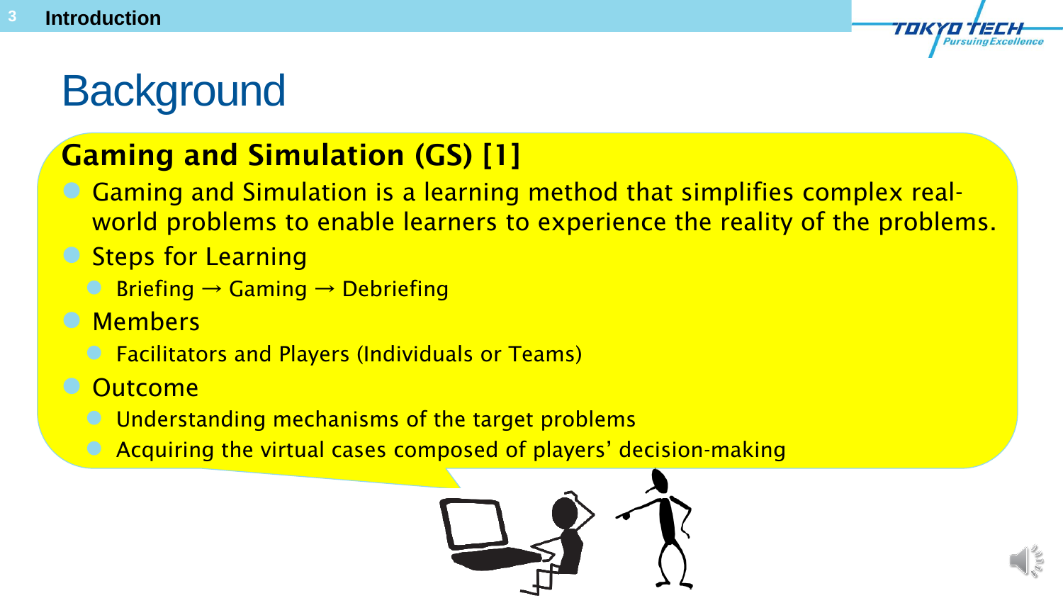# Background

## Gaming and Simulation (GS) [1]

- Gaming and Simulation is a learning method that simplifies complex real-world problems to enable learners to experience the reality of the problems.
- Steps for Learning
  - Briefing → Gaming → Debriefing
- Members
  - Facilitators and Players (Individuals or Teams)
- Outcome
  - Understanding mechanisms of the target problems
  - Acquiring the virtual cases composed of players' decision-making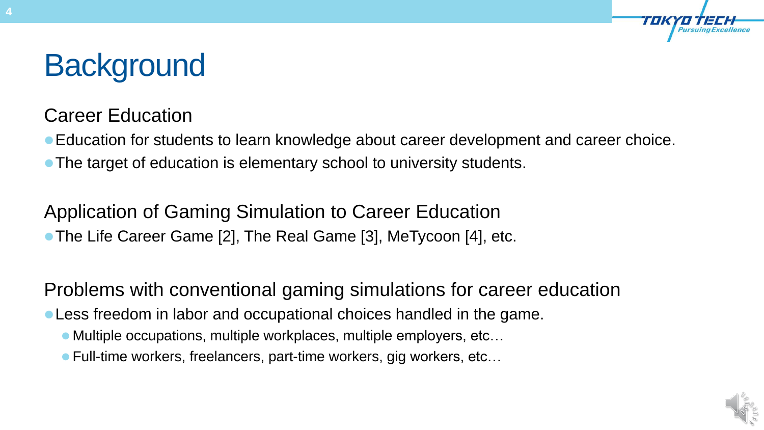# Background

## Career Education

- Education for students to learn knowledge about career development and career choice.
- The target of education is elementary school to university students.

## Application of Gaming Simulation to Career Education

- The Life Career Game [2], The Real Game [3], MeTycoon [4], etc.

## Problems with conventional gaming simulations for career education

- Less freedom in labor and occupational choices handled in the game.
  - Multiple occupations, multiple workplaces, multiple employers, etc…
  - Full-time workers, freelancers, part-time workers, gig workers, etc…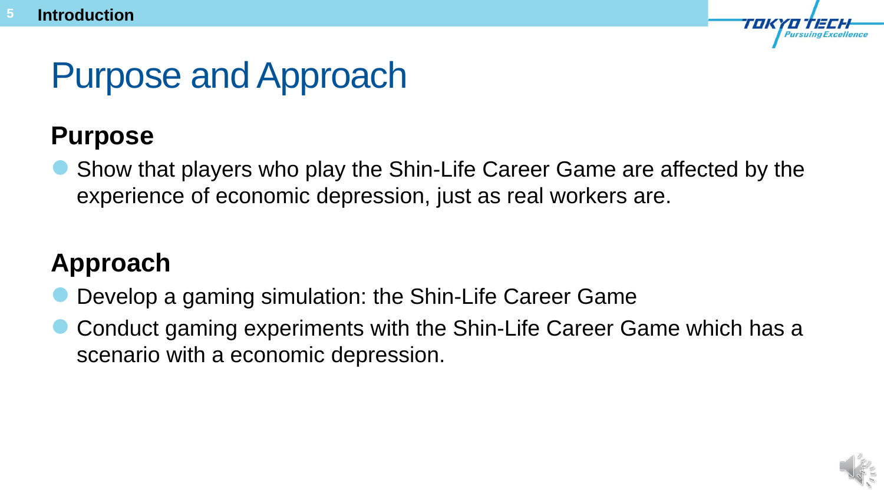# Purpose and Approach

## Purpose

- Show that players who play the Shin-Life Career Game are affected by the experience of economic depression, just as real workers are.

## Approach

- Develop a gaming simulation: the Shin-Life Career Game
- Conduct gaming experiments with the Shin-Life Career Game which has a scenario with a economic depression.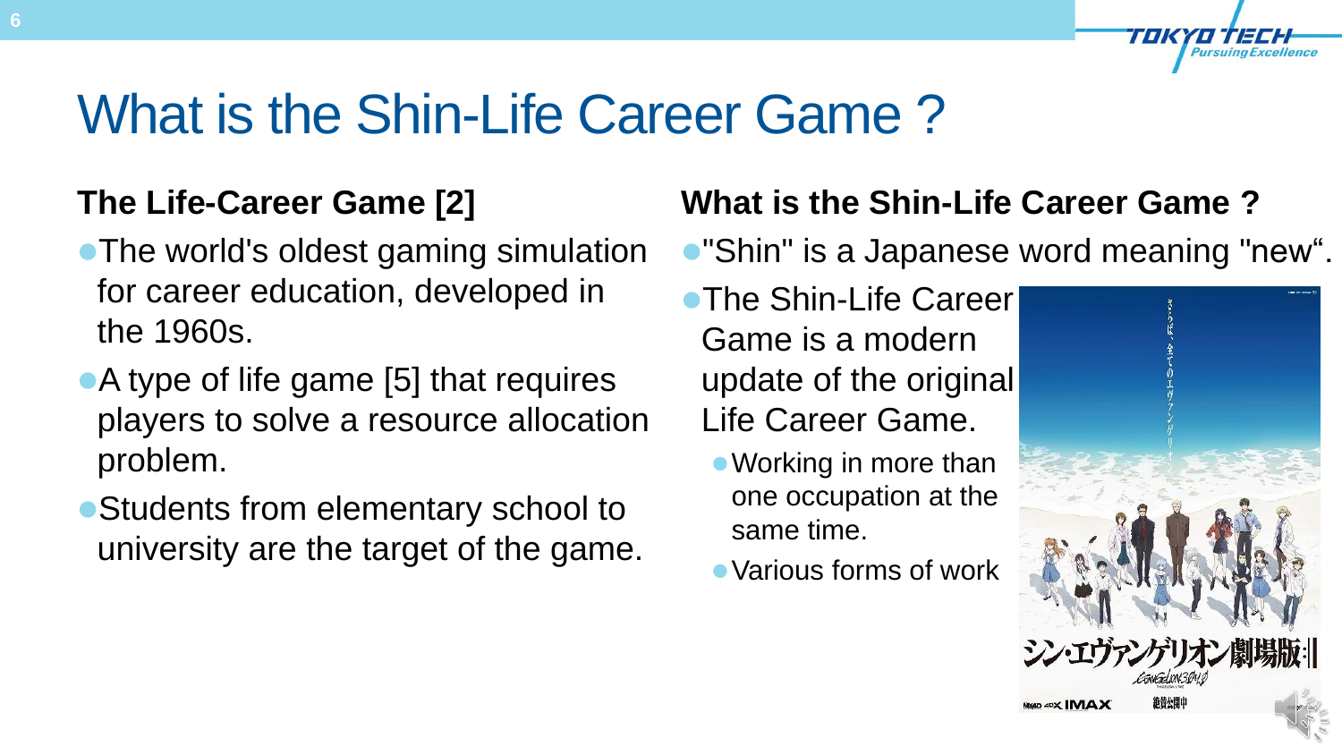# What is the Shin-Life Career Game ?

## The Life-Career Game [2]

- The world's oldest gaming simulation for career education, developed in the 1960s.
- A type of life game [5] that requires players to solve a resource allocation problem.
- Students from elementary school to university are the target of the game.

## What is the Shin-Life Career Game ?

- "Shin" is a Japanese word meaning "new".
- The Shin-Life Career Game is a modern update of the original Life Career Game.
  - Working in more than one occupation at the same time.
  - Various forms of work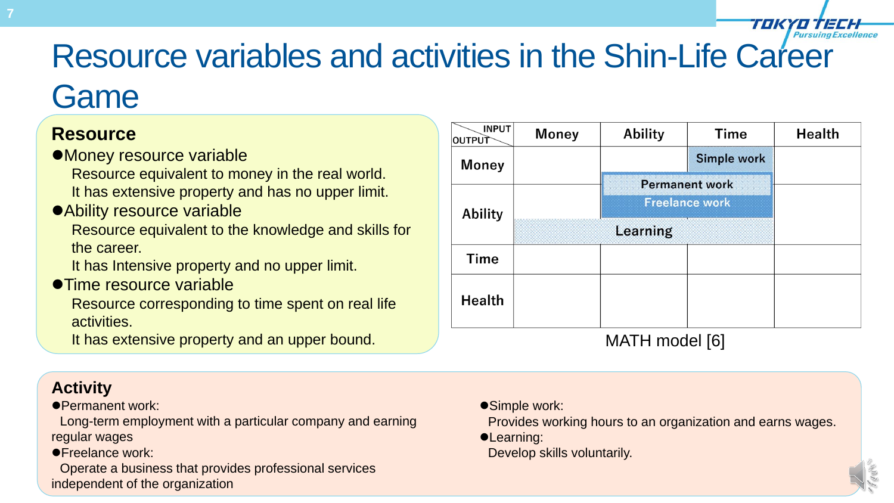# Resource variables and activities in the Shin-Life Career Game

## Resource

- **Money resource variable**
  Resource equivalent to money in the real world.
  It has extensive property and has no upper limit.
- **Ability resource variable**
  Resource equivalent to the knowledge and skills for the career.
  It has Intensive property and no upper limit.
- **Time resource variable**
  Resource corresponding to time spent on real life activities.
  It has extensive property and an upper bound.

| OUTPUT \ INPUT | Money | Ability | Time | Health |
|---|---|---|---|---|
| Money | | Permanent work / Freelance work | Simple work / Permanent work / Freelance work | |
| Ability | Learning | Permanent work / Freelance work / Learning | Permanent work / Freelance work / Learning | |
| Time | | | | |
| Health | | | | |

MATH model [6]

## Activity

- **Permanent work:**
  Long-term employment with a particular company and earning regular wages
- **Freelance work:**
  Operate a business that provides professional services independent of the organization
- **Simple work:**
  Provides working hours to an organization and earns wages.
- **Learning:**
  Develop skills voluntarily.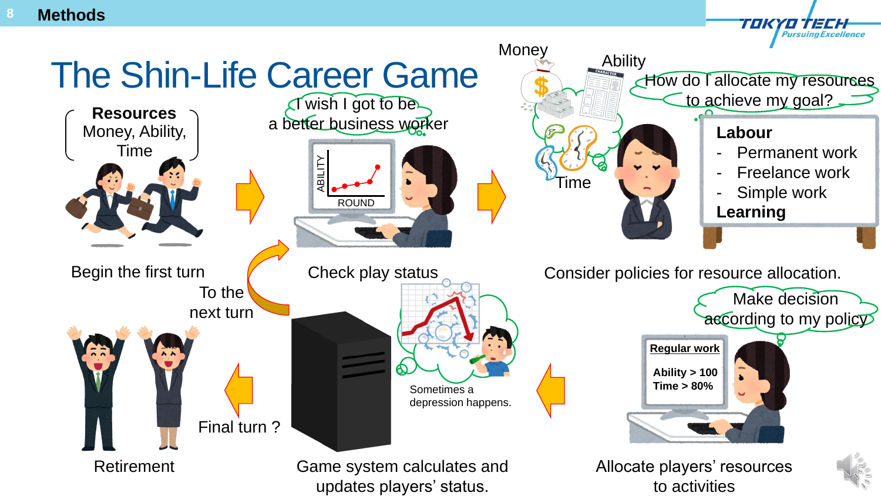## Methods

# The Shin-Life Career Game

**Resources**
Money, Ability, Time

Begin the first turn

I wish I got to be a better business worker

ABILITY

ROUND

Check play status

Money

Ability

Time

How do I allocate my resources to achieve my goal?

**Labour**
- Permanent work
- Freelance work
- Simple work

**Learning**

Consider policies for resource allocation.

To the next turn

Make decision according to my policy

**Regular work**

**Ability > 100**
**Time > 80%**

Allocate players' resources to activities

Sometimes a depression happens.

Game system calculates and updates players' status.

Final turn ?

Retirement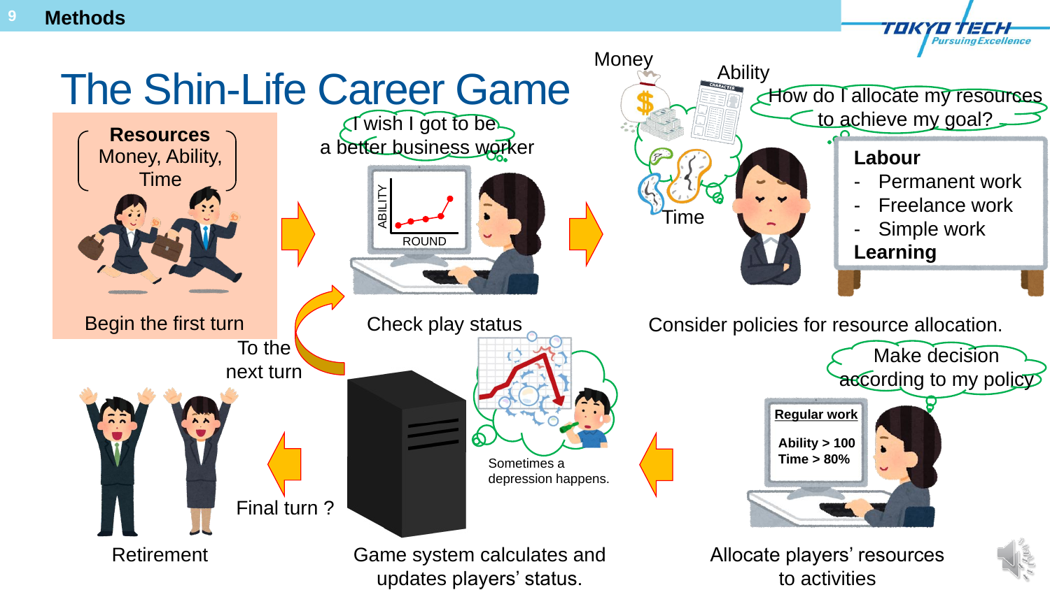## Methods

# The Shin-Life Career Game

**Resources**
Money, Ability, Time

Begin the first turn

I wish I got to be a better business worker

ABILITY

ROUND

Check play status

Money

Ability

Time

How do I allocate my resources to achieve my goal?

**Labour**
- Permanent work
- Freelance work
- Simple work

**Learning**

Consider policies for resource allocation.

Make decision according to my policy

**Regular work**

**Ability > 100**
**Time > 80%**

Allocate players' resources to activities

Sometimes a depression happens.

Game system calculates and updates players' status.

To the next turn

Final turn ?

Retirement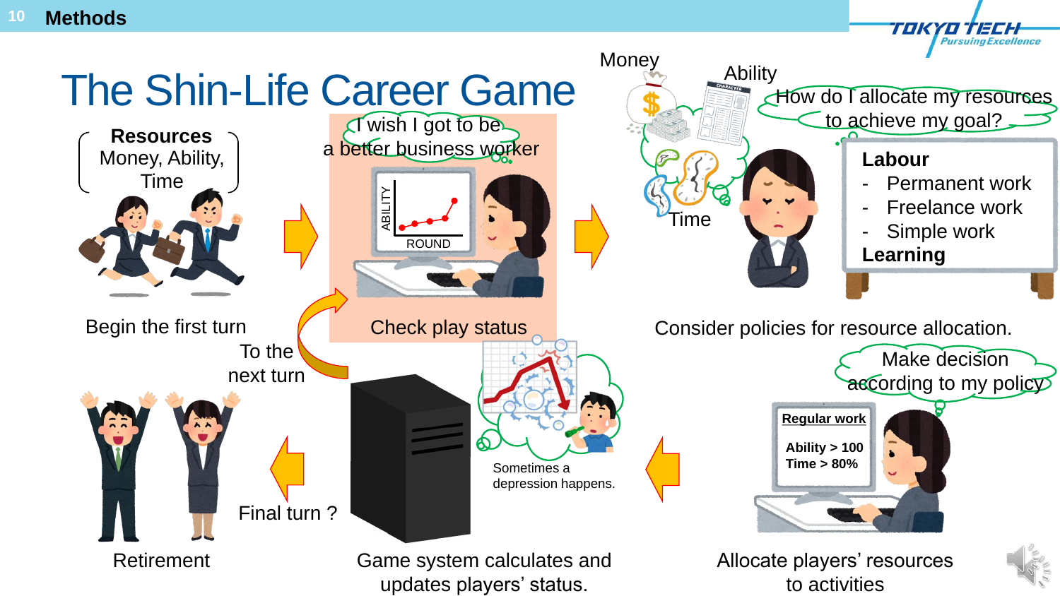## Methods

# The Shin-Life Career Game

**Resources**
Money, Ability, Time

Begin the first turn

I wish I got to be a better business worker

ABILITY

ROUND

Check play status

Money

Ability

Time

How do I allocate my resources to achieve my goal?

**Labour**

- Permanent work
- Freelance work
- Simple work

**Learning**

Consider policies for resource allocation.

Make decision according to my policy

**Regular work**

**Ability > 100**
**Time > 80%**

Allocate players' resources to activities

Sometimes a depression happens.

Game system calculates and updates players' status.

To the next turn

Final turn ?

Retirement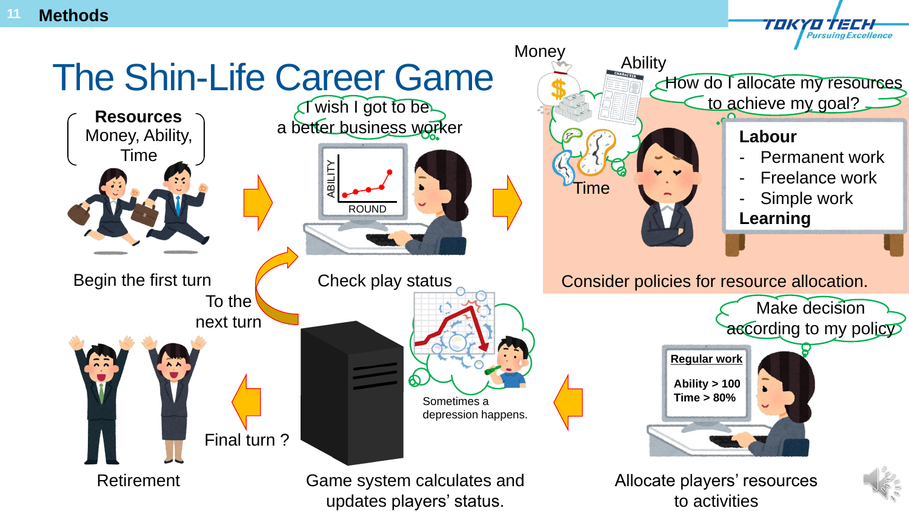# Methods

## The Shin-Life Career Game

**Resources**
Money, Ability, Time

Begin the first turn

I wish I got to be a better business worker

ABILITY

ROUND

Check play status

Money

Ability

Time

How do I allocate my resources to achieve my goal?

**Labour**
- Permanent work
- Freelance work
- Simple work

**Learning**

Consider policies for resource allocation.

Make decision according to my policy

**Regular work**

**Ability > 100**
**Time > 80%**

Allocate players' resources to activities

Sometimes a depression happens.

Game system calculates and updates players' status.

To the next turn

Final turn ?

Retirement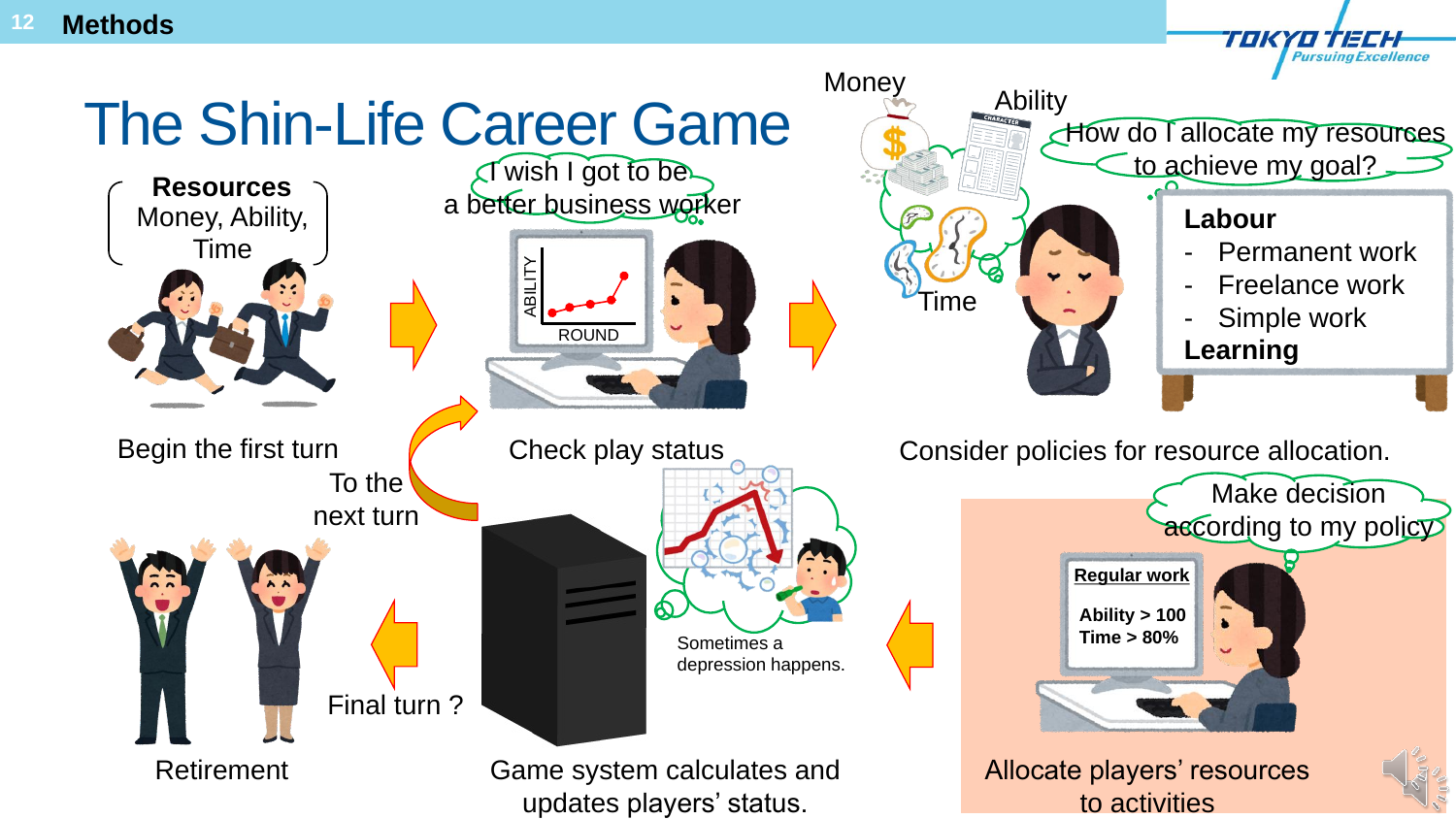## Methods

# The Shin-Life Career Game

**Resources**
Money, Ability, Time

Begin the first turn

I wish I got to be a better business worker

ABILITY

ROUND

Check play status

Money

Ability

Time

How do I allocate my resources to achieve my goal?

**Labour**

- Permanent work
- Freelance work
- Simple work

**Learning**

Consider policies for resource allocation.

To the next turn

Make decision according to my policy

**Regular work**

**Ability > 100**
**Time > 80%**

Allocate players' resources to activities

Sometimes a depression happens.

Game system calculates and updates players' status.

Final turn ?

Retirement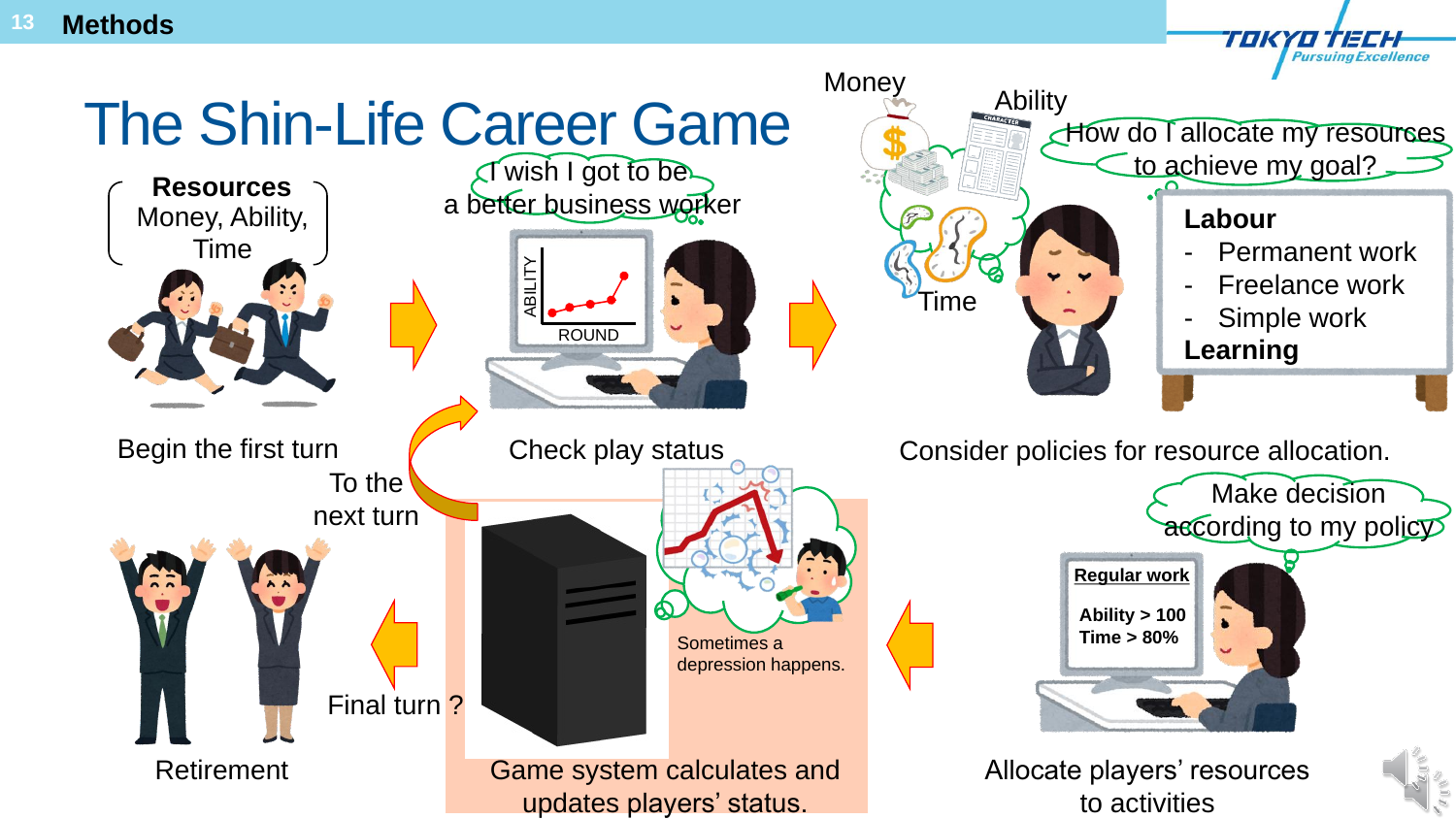## Methods

# The Shin-Life Career Game

**Resources**
Money, Ability, Time

Begin the first turn

I wish I got to be a better business worker

ABILITY

ROUND

Check play status

Money

Ability

Time

How do I allocate my resources to achieve my goal?

**Labour**
- Permanent work
- Freelance work
- Simple work

**Learning**

Consider policies for resource allocation.

Make decision according to my policy

**Regular work**

**Ability > 100**
**Time > 80%**

Allocate players' resources to activities

Sometimes a depression happens.

Game system calculates and updates players' status.

To the next turn

Final turn ?

Retirement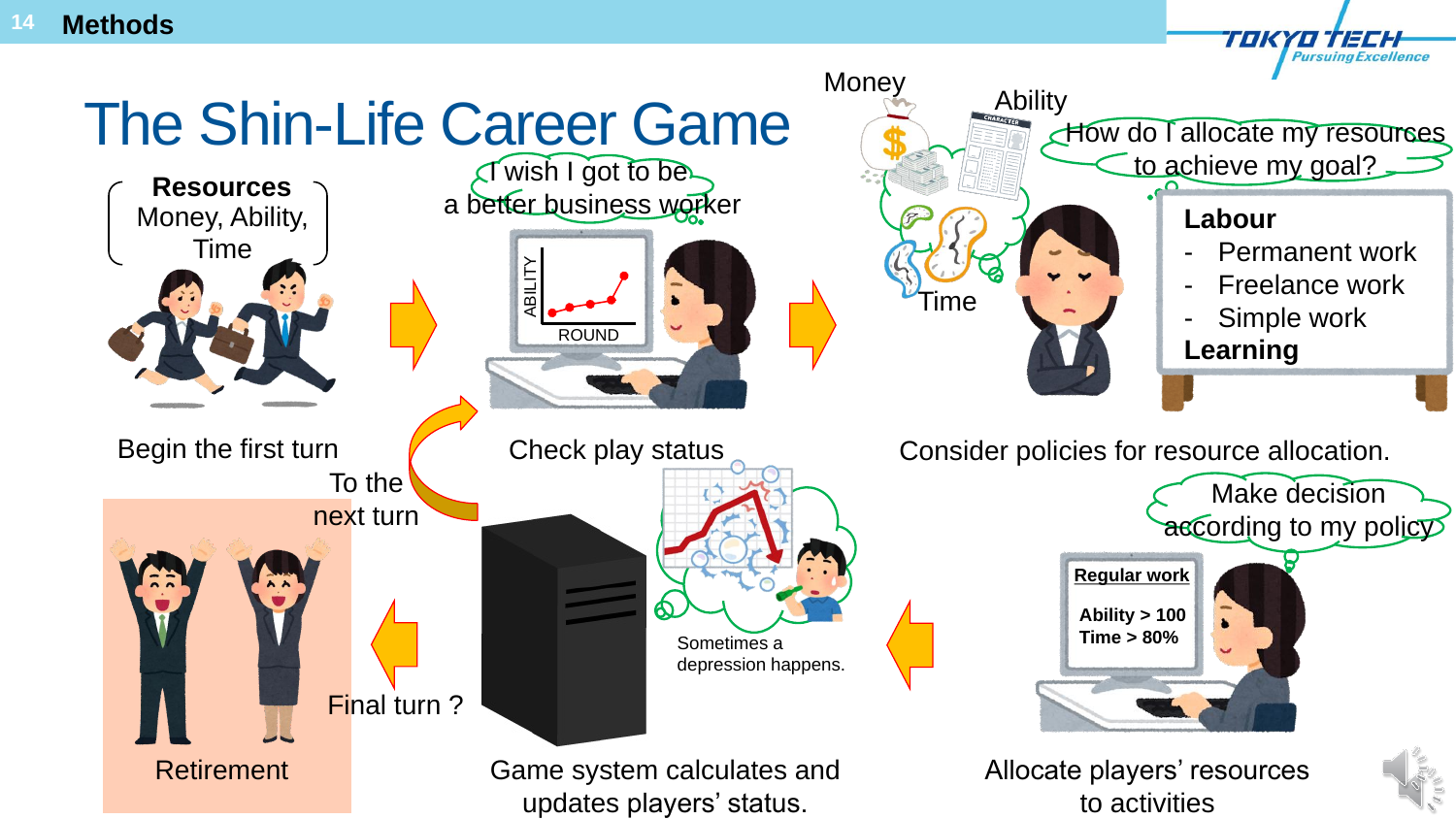## Methods

# The Shin-Life Career Game

**Resources**
Money, Ability, Time

Begin the first turn

I wish I got to be a better business worker

ABILITY
ROUND

Check play status

Money
Ability
Time

How do I allocate my resources to achieve my goal?

**Labour**
- Permanent work
- Freelance work
- Simple work

**Learning**

Consider policies for resource allocation.

Make decision according to my policy

**Regular work**

**Ability > 100**
**Time > 80%**

Allocate players' resources to activities

Sometimes a depression happens.

Game system calculates and updates players' status.

To the next turn

Final turn ?

Retirement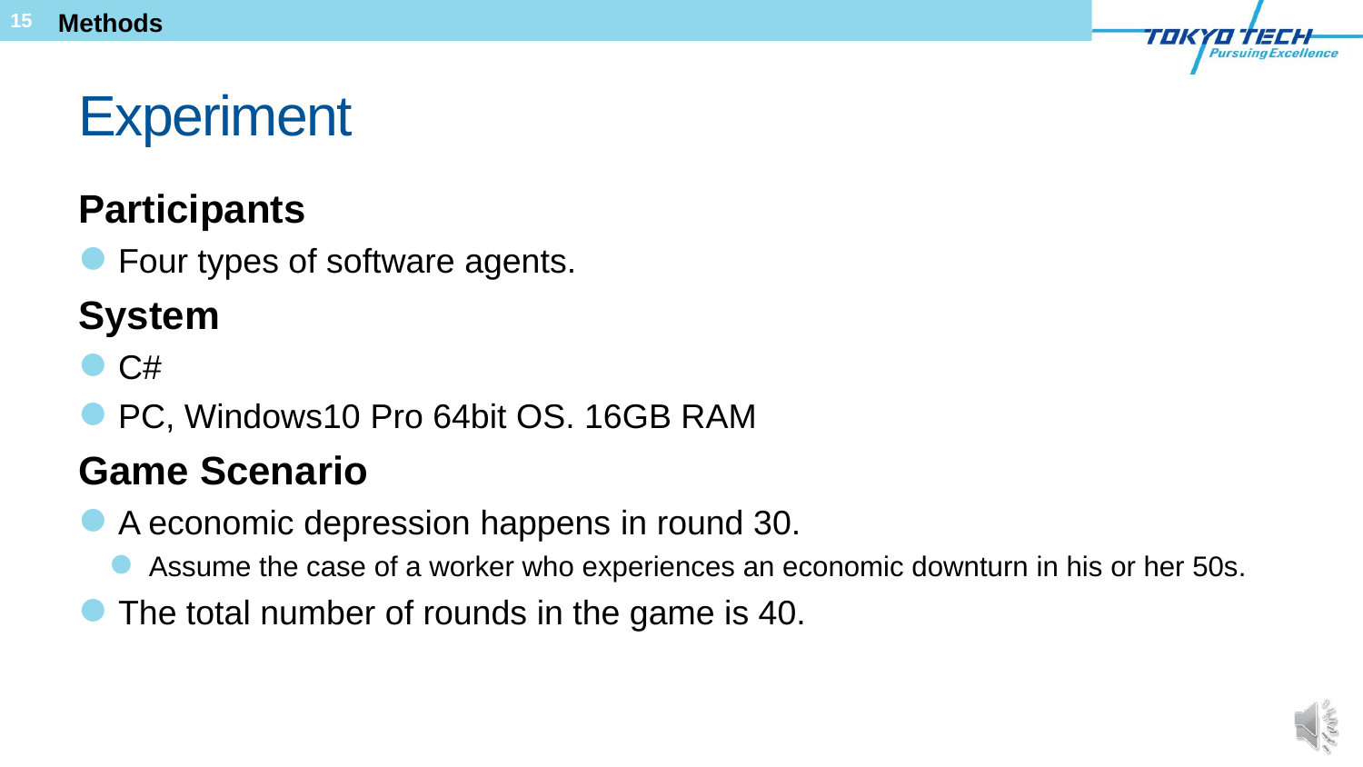# Experiment

## Participants

- Four types of software agents.

## System

- C#
- PC, Windows10 Pro 64bit OS. 16GB RAM

## Game Scenario

- A economic depression happens in round 30.
  - Assume the case of a worker who experiences an economic downturn in his or her 50s.
- The total number of rounds in the game is 40.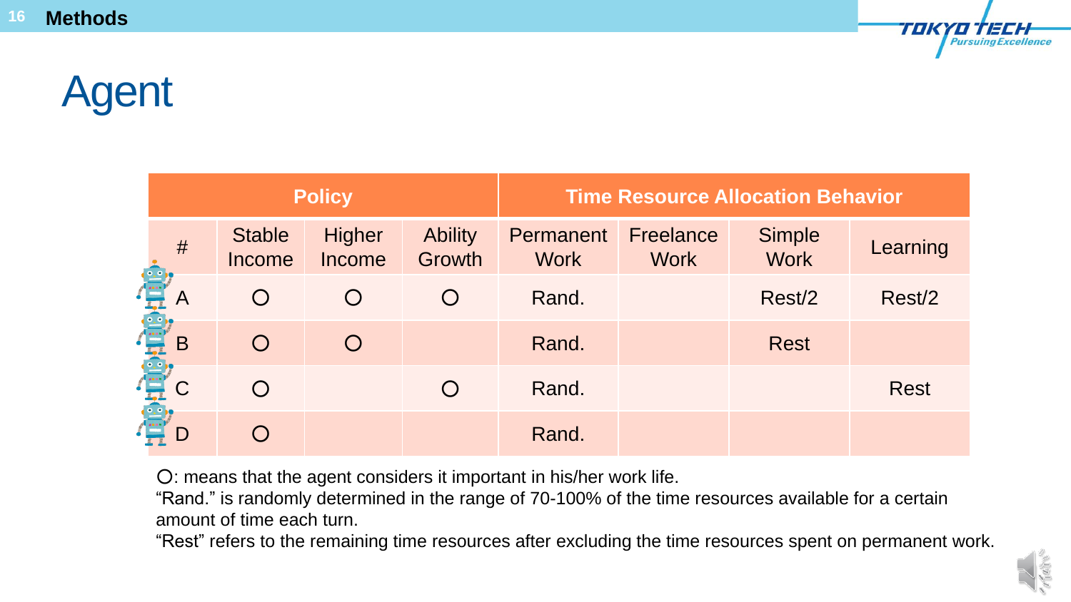# Agent

| Policy | | | | Time Resource Allocation Behavior | | | |
|---|---|---|---|---|---|---|---|
| # | Stable Income | Higher Income | Ability Growth | Permanent Work | Freelance Work | Simple Work | Learning |
| A | ○ | ○ | ○ | Rand. | | Rest/2 | Rest/2 |
| B | ○ | ○ | | Rand. | | Rest | |
| C | ○ | | ○ | Rand. | | | Rest |
| D | ○ | | | Rand. | | | |

○: means that the agent considers it important in his/her work life.
"Rand." is randomly determined in the range of 70-100% of the time resources available for a certain amount of time each turn.
"Rest" refers to the remaining time resources after excluding the time resources spent on permanent work.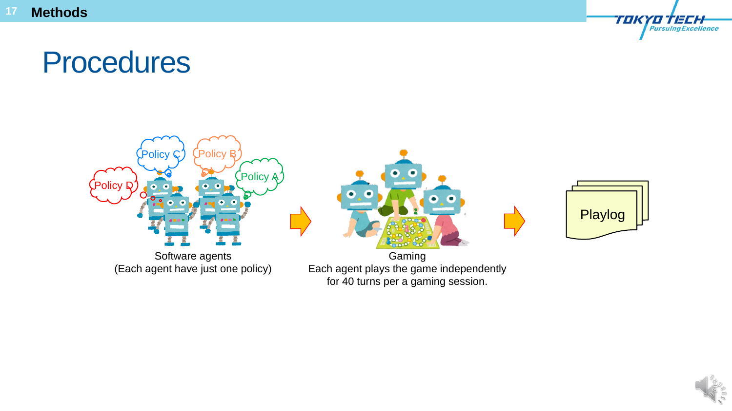# Procedures

Policy D

Policy C

Policy B

Policy A

Software agents
(Each agent have just one policy)

Gaming
Each agent plays the game independently
for 40 turns per a gaming session.

Playlog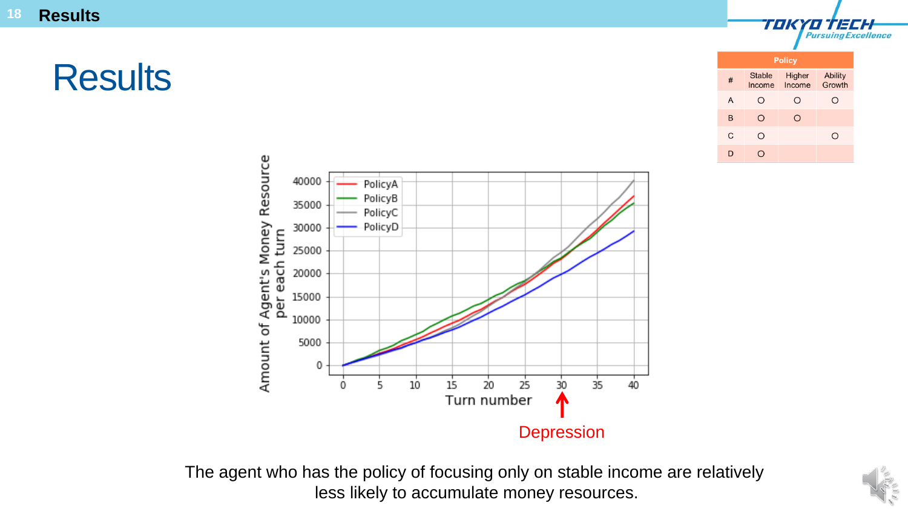# Results

| Policy | | | |
|---|---|---|---|
| # | Stable Income | Higher Income | Ability Growth |
| A | ○ | ○ | ○ |
| B | ○ | ○ | |
| C | ○ | | ○ |
| D | ○ | | |

Depression

The agent who has the policy of focusing only on stable income are relatively less likely to accumulate money resources.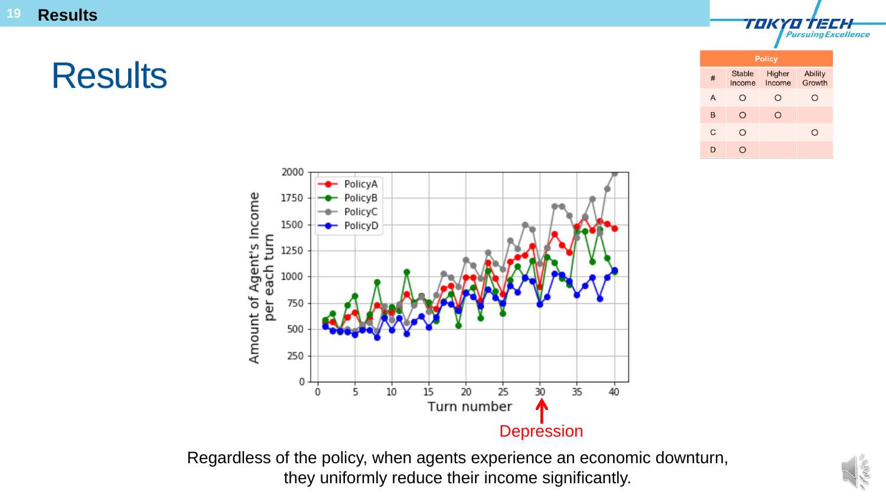# Results

| Policy | | | |
|---|---|---|---|
| # | Stable Income | Higher Income | Ability Growth |
| A | ○ | ○ | ○ |
| B | ○ | ○ | |
| C | ○ | | ○ |
| D | ○ | | |

Depression

Regardless of the policy, when agents experience an economic downturn, they uniformly reduce their income significantly.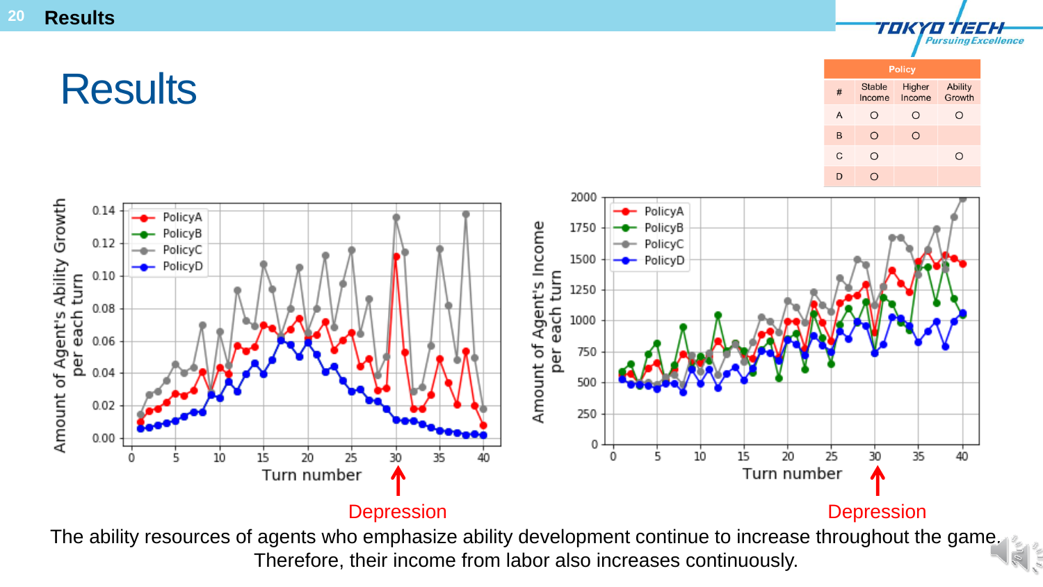# Results

| Policy | | | |
|---|---|---|---|
| # | Stable Income | Higher Income | Ability Growth |
| A | ○ | ○ | ○ |
| B | ○ | ○ | |
| C | ○ | | ○ |
| D | ○ | | |

Depression

Depression

The ability resources of agents who emphasize ability development continue to increase throughout the game. Therefore, their income from labor also increases continuously.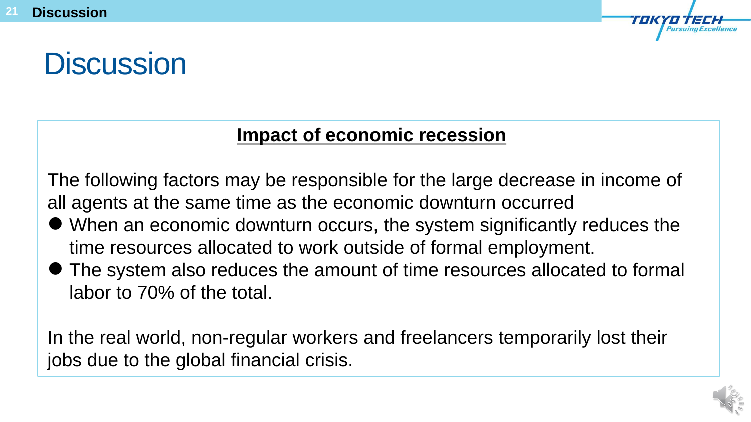# Discussion

## Impact of economic recession

The following factors may be responsible for the large decrease in income of all agents at the same time as the economic downturn occurred

- When an economic downturn occurs, the system significantly reduces the time resources allocated to work outside of formal employment.
- The system also reduces the amount of time resources allocated to formal labor to 70% of the total.

In the real world, non-regular workers and freelancers temporarily lost their jobs due to the global financial crisis.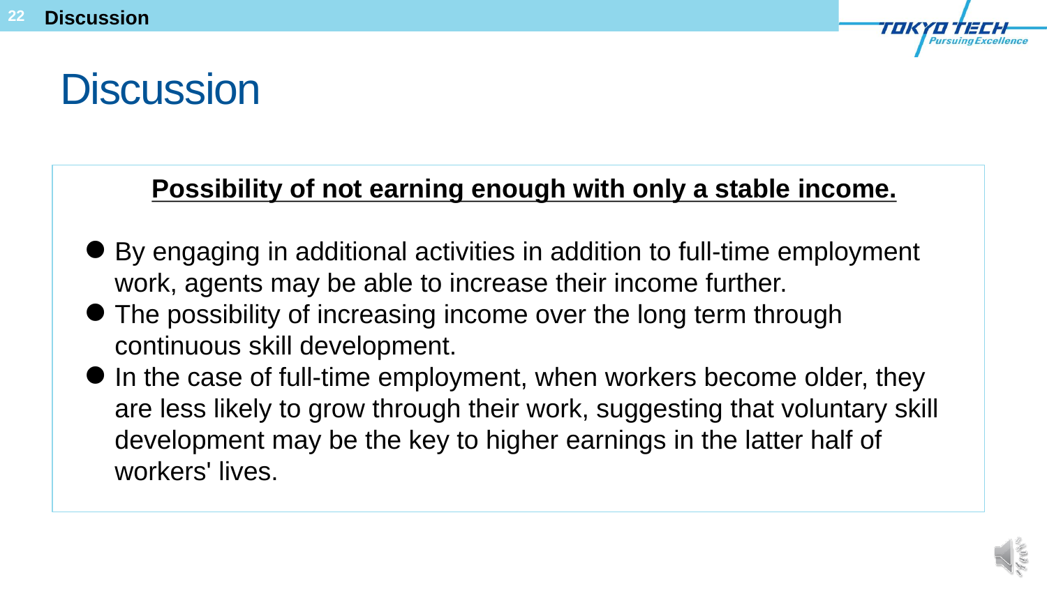# Discussion

**Possibility of not earning enough with only a stable income.**

- By engaging in additional activities in addition to full-time employment work, agents may be able to increase their income further.
- The possibility of increasing income over the long term through continuous skill development.
- In the case of full-time employment, when workers become older, they are less likely to grow through their work, suggesting that voluntary skill development may be the key to higher earnings in the latter half of workers' lives.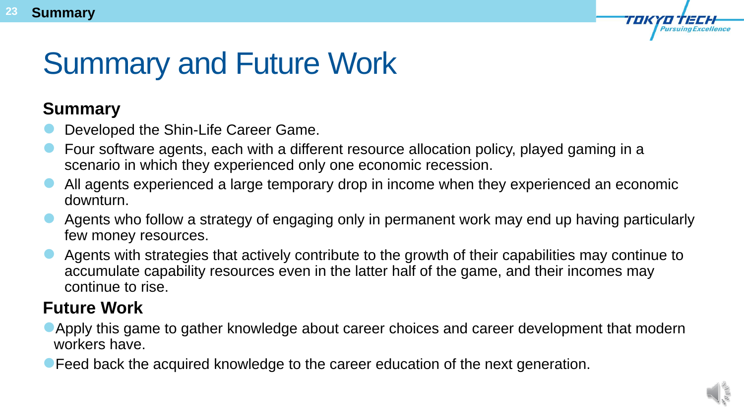# Summary and Future Work

## Summary

- Developed the Shin-Life Career Game.
- Four software agents, each with a different resource allocation policy, played gaming in a scenario in which they experienced only one economic recession.
- All agents experienced a large temporary drop in income when they experienced an economic downturn.
- Agents who follow a strategy of engaging only in permanent work may end up having particularly few money resources.
- Agents with strategies that actively contribute to the growth of their capabilities may continue to accumulate capability resources even in the latter half of the game, and their incomes may continue to rise.

## Future Work

- Apply this game to gather knowledge about career choices and career development that modern workers have.
- Feed back the acquired knowledge to the career education of the next generation.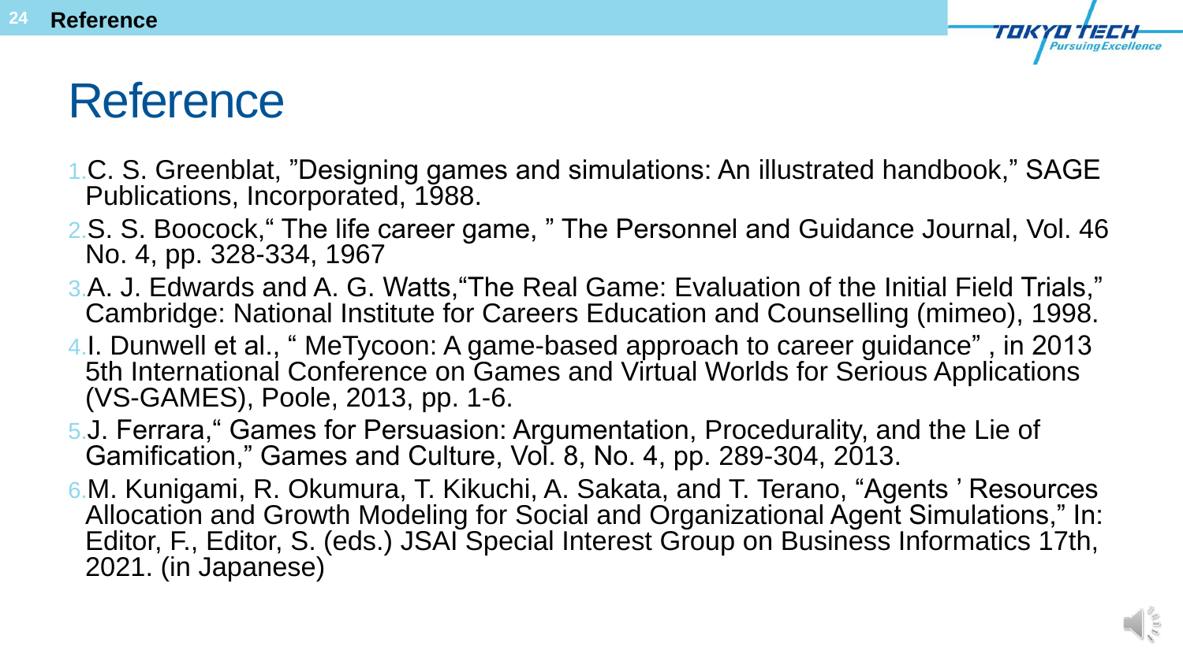# Reference

1. C. S. Greenblat, "Designing games and simulations: An illustrated handbook," SAGE Publications, Incorporated, 1988.
2. S. S. Boocock," The life career game, " The Personnel and Guidance Journal, Vol. 46 No. 4, pp. 328-334, 1967
3. A. J. Edwards and A. G. Watts,"The Real Game: Evaluation of the Initial Field Trials," Cambridge: National Institute for Careers Education and Counselling (mimeo), 1998.
4. I. Dunwell et al., " MeTycoon: A game-based approach to career guidance" , in 2013 5th International Conference on Games and Virtual Worlds for Serious Applications (VS-GAMES), Poole, 2013, pp. 1-6.
5. J. Ferrara," Games for Persuasion: Argumentation, Procedurality, and the Lie of Gamification," Games and Culture, Vol. 8, No. 4, pp. 289-304, 2013.
6. M. Kunigami, R. Okumura, T. Kikuchi, A. Sakata, and T. Terano, "Agents ' Resources Allocation and Growth Modeling for Social and Organizational Agent Simulations," In: Editor, F., Editor, S. (eds.) JSAI Special Interest Group on Business Informatics 17th, 2021. (in Japanese)